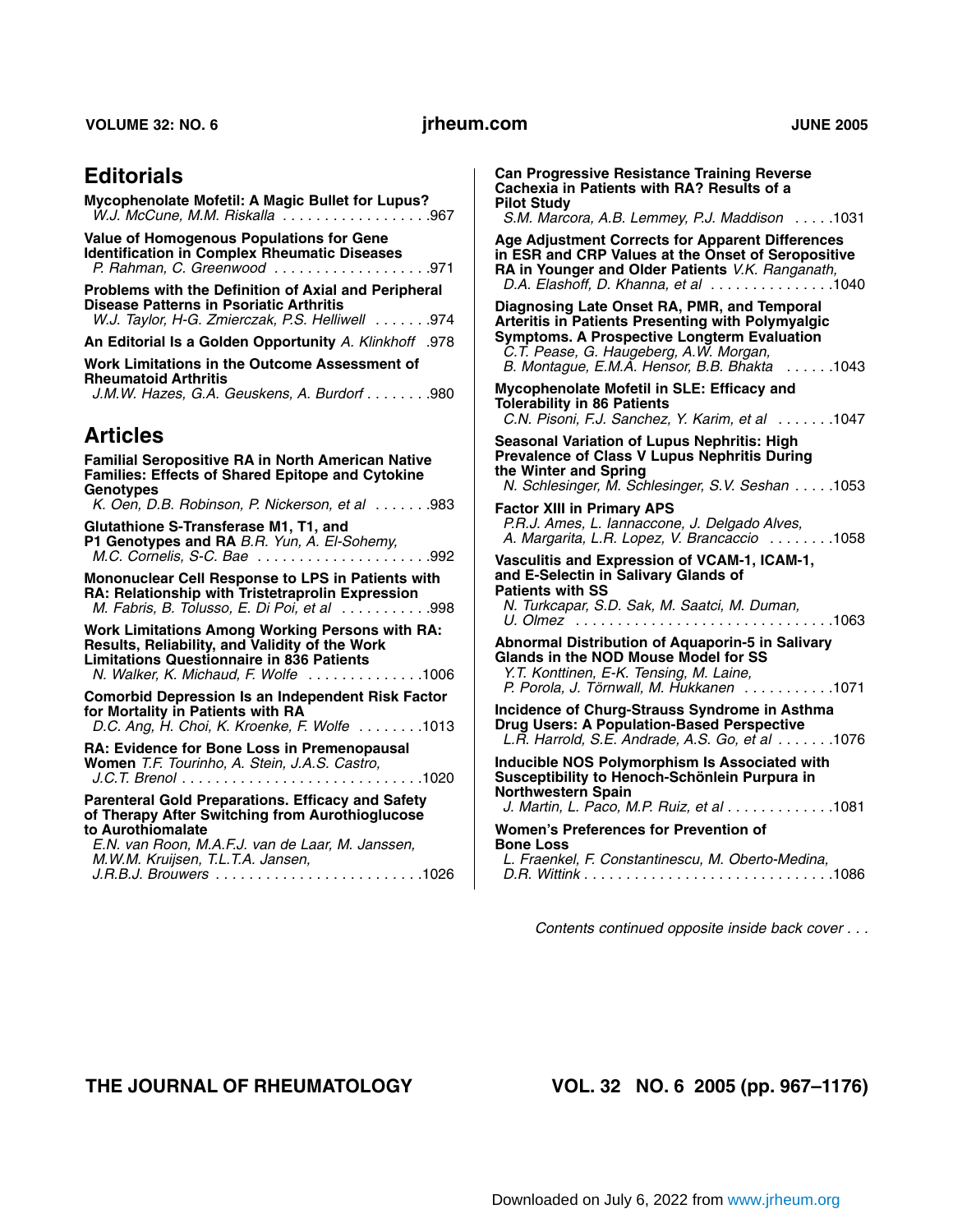## Editorials

**Mycophenolate Mofetil: A Magic Bullet for Lupus?**
*W.J. McCune, M.M. Riskalla* .................. 967

**Value of Homogenous Populations for Gene Identification in Complex Rheumatic Diseases**
*P. Rahman, C. Greenwood* .................. 971

**Problems with the Definition of Axial and Peripheral Disease Patterns in Psoriatic Arthritis**
*W.J. Taylor, H-G. Zmierczak, P.S. Helliwell* ....... 974

**An Editorial Is a Golden Opportunity** *A. Klinkhoff* .978

**Work Limitations in the Outcome Assessment of Rheumatoid Arthritis**
*J.M.W. Hazes, G.A. Geuskens, A. Burdorf* ........ 980

## Articles

**Familial Seropositive RA in North American Native Families: Effects of Shared Epitope and Cytokine Genotypes**
*K. Oen, D.B. Robinson, P. Nickerson, et al* ....... 983

**Glutathione S-Transferase M1, T1, and P1 Genotypes and RA** *B.R. Yun, A. El-Sohemy, M.C. Cornelis, S-C. Bae* ..................... 992

**Mononuclear Cell Response to LPS in Patients with RA: Relationship with Tristetraprolin Expression**
*M. Fabris, B. Tolusso, E. Di Poi, et al* ........... 998

**Work Limitations Among Working Persons with RA: Results, Reliability, and Validity of the Work Limitations Questionnaire in 836 Patients**
*N. Walker, K. Michaud, F. Wolfe* .............. 1006

**Comorbid Depression Is an Independent Risk Factor for Mortality in Patients with RA**
*D.C. Ang, H. Choi, K. Kroenke, F. Wolfe* ........ 1013

**RA: Evidence for Bone Loss in Premenopausal Women** *T.F. Tourinho, A. Stein, J.A.S. Castro, J.C.T. Brenol* ............................ 1020

**Parenteral Gold Preparations. Efficacy and Safety of Therapy After Switching from Aurothioglucose to Aurothiomalate**
*E.N. van Roon, M.A.F.J. van de Laar, M. Janssen, M.W.M. Kruijsen, T.L.T.A. Jansen, J.R.B.J. Brouwers* ......................... 1026

**Can Progressive Resistance Training Reverse Cachexia in Patients with RA? Results of a Pilot Study**
*S.M. Marcora, A.B. Lemmey, P.J. Maddison* ..... 1031

**Age Adjustment Corrects for Apparent Differences in ESR and CRP Values at the Onset of Seropositive RA in Younger and Older Patients** *V.K. Ranganath, D.A. Elashoff, D. Khanna, et al* ............... 1040

**Diagnosing Late Onset RA, PMR, and Temporal Arteritis in Patients Presenting with Polymyalgic Symptoms. A Prospective Longterm Evaluation**
*C.T. Pease, G. Haugeberg, A.W. Morgan, B. Montague, E.M.A. Hensor, B.B. Bhakta* ...... 1043

**Mycophenolate Mofetil in SLE: Efficacy and Tolerability in 86 Patients**
*C.N. Pisoni, F.J. Sanchez, Y. Karim, et al* ....... 1047

**Seasonal Variation of Lupus Nephritis: High Prevalence of Class V Lupus Nephritis During the Winter and Spring**
*N. Schlesinger, M. Schlesinger, S.V. Seshan* ..... 1053

**Factor XIII in Primary APS**
*P.R.J. Ames, L. Iannaccone, J. Delgado Alves, A. Margarita, L.R. Lopez, V. Brancaccio* ........ 1058

**Vasculitis and Expression of VCAM-1, ICAM-1, and E-Selectin in Salivary Glands of Patients with SS**
*N. Turkcapar, S.D. Sak, M. Saatci, M. Duman, U. Olmez* ............................... 1063

**Abnormal Distribution of Aquaporin-5 in Salivary Glands in the NOD Mouse Model for SS**
*Y.T. Konttinen, E-K. Tensing, M. Laine, P. Porola, J. Törnwall, M. Hukkanen* ........... 1071

**Incidence of Churg-Strauss Syndrome in Asthma Drug Users: A Population-Based Perspective**
*L.R. Harrold, S.E. Andrade, A.S. Go, et al* ....... 1076

**Inducible NOS Polymorphism Is Associated with Susceptibility to Henoch-Schönlein Purpura in Northwestern Spain**
*J. Martin, L. Paco, M.P. Ruiz, et al* ............. 1081

**Women's Preferences for Prevention of Bone Loss**
*L. Fraenkel, F. Constantinescu, M. Oberto-Medina, D.R. Wittink* .............................. 1086

*Contents continued opposite inside back cover . . .*

Downloaded on July 6, 2022 from www.jrheum.org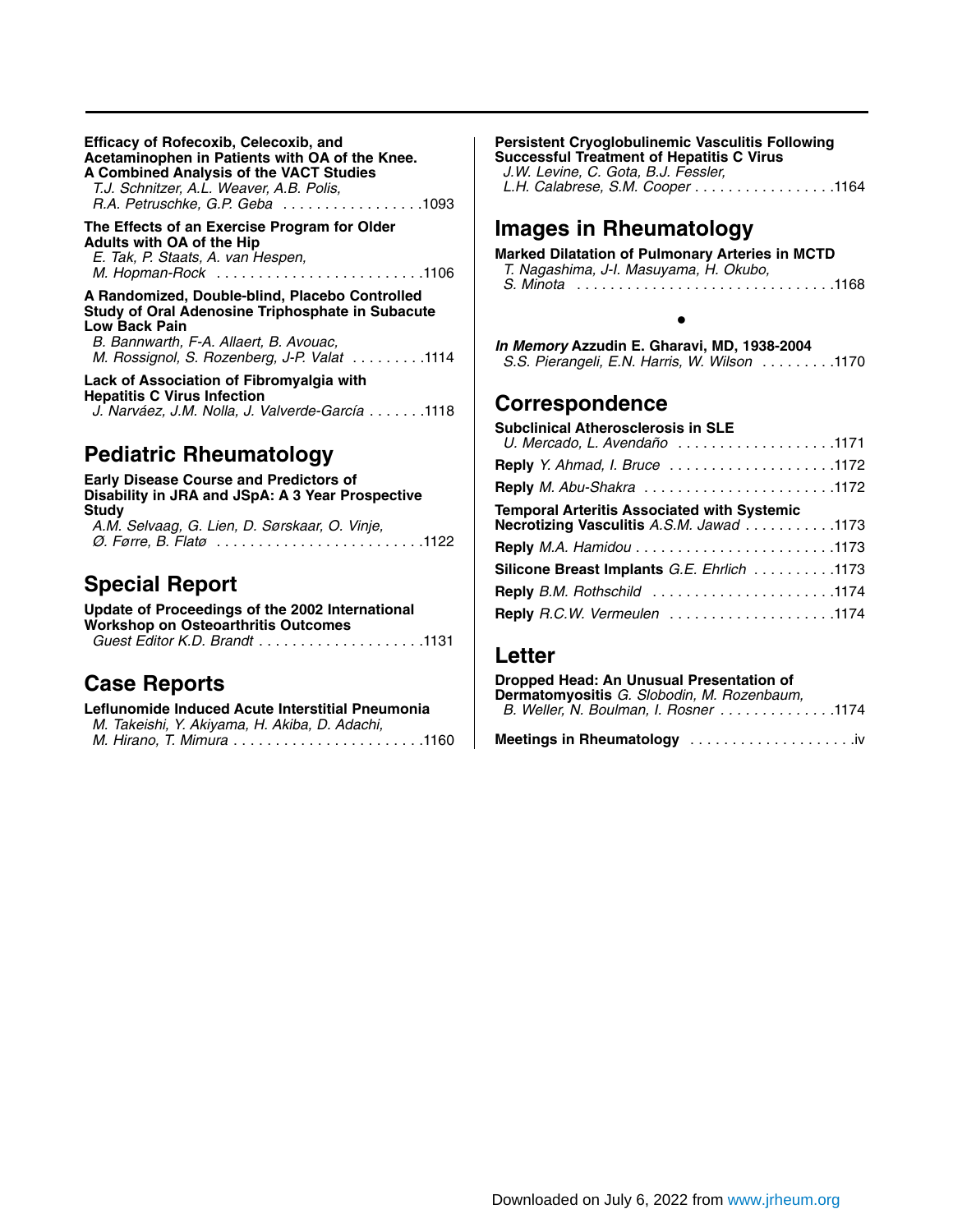**Efficacy of Rofecoxib, Celecoxib, and Acetaminophen in Patients with OA of the Knee. A Combined Analysis of the VACT Studies**
*T.J. Schnitzer, A.L. Weaver, A.B. Polis, R.A. Petruschke, G.P. Geba* . . . . . . . . . . . . . . . . .1093

**The Effects of an Exercise Program for Older Adults with OA of the Hip**
*E. Tak, P. Staats, A. van Hespen, M. Hopman-Rock* . . . . . . . . . . . . . . . . . . . . . . . . .1106

**A Randomized, Double-blind, Placebo Controlled Study of Oral Adenosine Triphosphate in Subacute Low Back Pain**
*B. Bannwarth, F-A. Allaert, B. Avouac, M. Rossignol, S. Rozenberg, J-P. Valat* . . . . . . . . .1114

**Lack of Association of Fibromyalgia with Hepatitis C Virus Infection**
*J. Narváez, J.M. Nolla, J. Valverde-García* . . . . . . .1118

## Pediatric Rheumatology

**Early Disease Course and Predictors of Disability in JRA and JSpA: A 3 Year Prospective Study**
*A.M. Selvaag, G. Lien, D. Sørskaar, O. Vinje, Ø. Førre, B. Flatø* . . . . . . . . . . . . . . . . . . . . . . . . .1122

## Special Report

**Update of Proceedings of the 2002 International Workshop on Osteoarthritis Outcomes**
*Guest Editor K.D. Brandt* . . . . . . . . . . . . . . . . . . . .1131

## Case Reports

**Leflunomide Induced Acute Interstitial Pneumonia**
*M. Takeishi, Y. Akiyama, H. Akiba, D. Adachi, M. Hirano, T. Mimura* . . . . . . . . . . . . . . . . . . . . . . .1160

**Persistent Cryoglobulinemic Vasculitis Following Successful Treatment of Hepatitis C Virus**
*J.W. Levine, C. Gota, B.J. Fessler, L.H. Calabrese, S.M. Cooper* . . . . . . . . . . . . . . . . .1164

## Images in Rheumatology

**Marked Dilatation of Pulmonary Arteries in MCTD**
*T. Nagashima, J-I. Masuyama, H. Okubo, S. Minota* . . . . . . . . . . . . . . . . . . . . . . . . . . . . . . .1168

•

***In Memory*** **Azzudin E. Gharavi, MD, 1938-2004**
*S.S. Pierangeli, E.N. Harris, W. Wilson* . . . . . . . . .1170

## Correspondence

**Subclinical Atherosclerosis in SLE**
*U. Mercado, L. Avendaño* . . . . . . . . . . . . . . . . . . .1171

**Reply** *Y. Ahmad, I. Bruce* . . . . . . . . . . . . . . . . . . . .1172

**Reply** *M. Abu-Shakra* . . . . . . . . . . . . . . . . . . . . . .1172

**Temporal Arteritis Associated with Systemic Necrotizing Vasculitis** *A.S.M. Jawad* . . . . . . . . . . .1173

**Reply** *M.A. Hamidou* . . . . . . . . . . . . . . . . . . . . . . . .1173

**Silicone Breast Implants** *G.E. Ehrlich* . . . . . . . . . .1173

**Reply** *B.M. Rothschild* . . . . . . . . . . . . . . . . . . . . . .1174

**Reply** *R.C.W. Vermeulen* . . . . . . . . . . . . . . . . . . . .1174

## Letter

**Dropped Head: An Unusual Presentation of Dermatomyositis** *G. Slobodin, M. Rozenbaum, B. Weller, N. Boulman, I. Rosner* . . . . . . . . . . . . . .1174

**Meetings in Rheumatology** . . . . . . . . . . . . . . . . . . . .iv

Downloaded on July 6, 2022 from www.jrheum.org